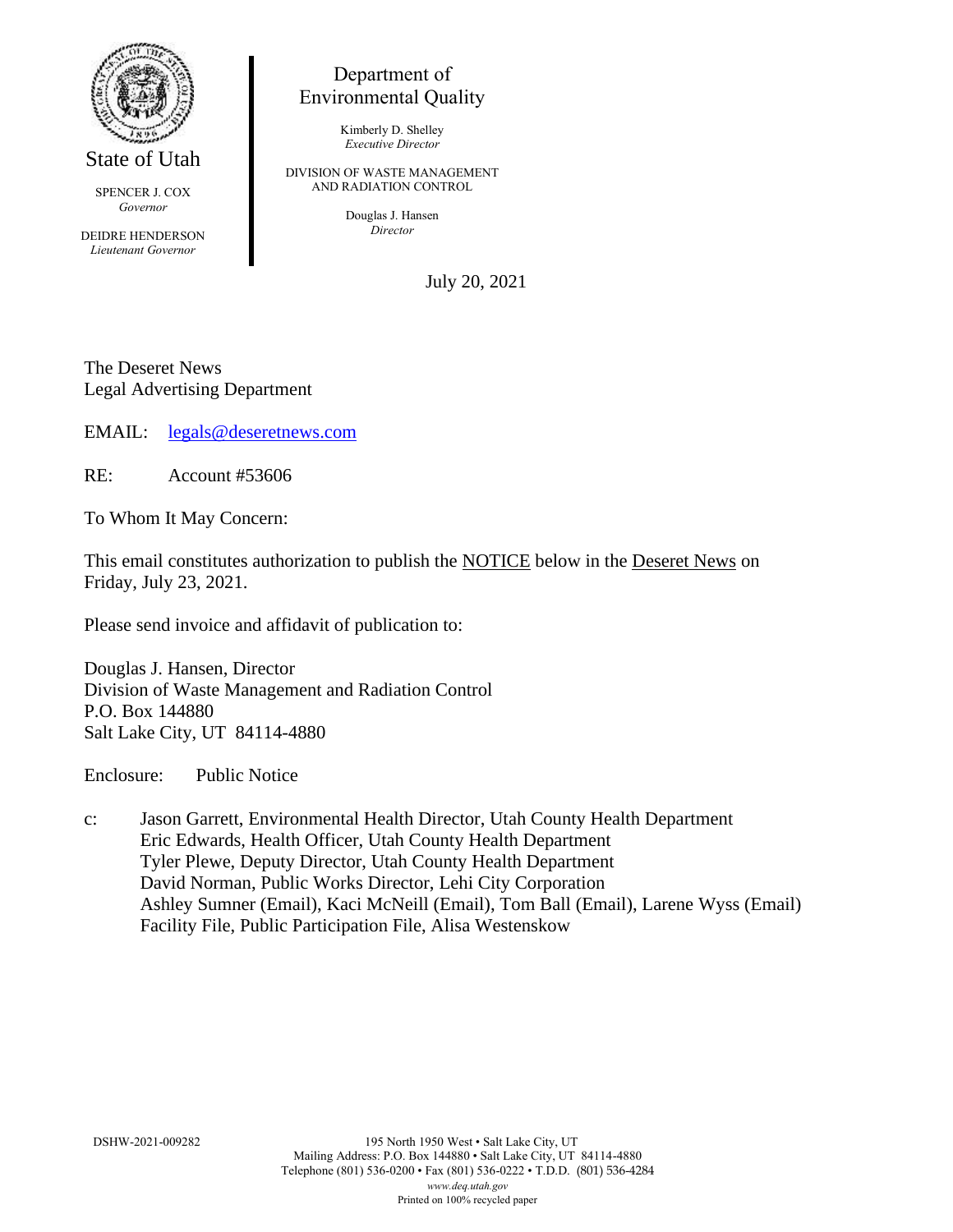State of Utah

SPENCER J. COX
*Governor*

DEIDRE HENDERSON
*Lieutenant Governor*

Department of
Environmental Quality

Kimberly D. Shelley
*Executive Director*

DIVISION OF WASTE MANAGEMENT
AND RADIATION CONTROL

Douglas J. Hansen
*Director*

July 20, 2021

The Deseret News
Legal Advertising Department

EMAIL: legals@deseretnews.com

RE: Account #53606

To Whom It May Concern:

This email constitutes authorization to publish the NOTICE below in the Deseret News on Friday, July 23, 2021.

Please send invoice and affidavit of publication to:

Douglas J. Hansen, Director
Division of Waste Management and Radiation Control
P.O. Box 144880
Salt Lake City, UT 84114-4880

Enclosure: Public Notice

c: Jason Garrett, Environmental Health Director, Utah County Health Department
Eric Edwards, Health Officer, Utah County Health Department
Tyler Plewe, Deputy Director, Utah County Health Department
David Norman, Public Works Director, Lehi City Corporation
Ashley Sumner (Email), Kaci McNeill (Email), Tom Ball (Email), Larene Wyss (Email)
Facility File, Public Participation File, Alisa Westenskow

DSHW-2021-009282

195 North 1950 West • Salt Lake City, UT
Mailing Address: P.O. Box 144880 • Salt Lake City, UT 84114-4880
Telephone (801) 536-0200 • Fax (801) 536-0222 • T.D.D. (801) 536-4284
*www.deq.utah.gov*
Printed on 100% recycled paper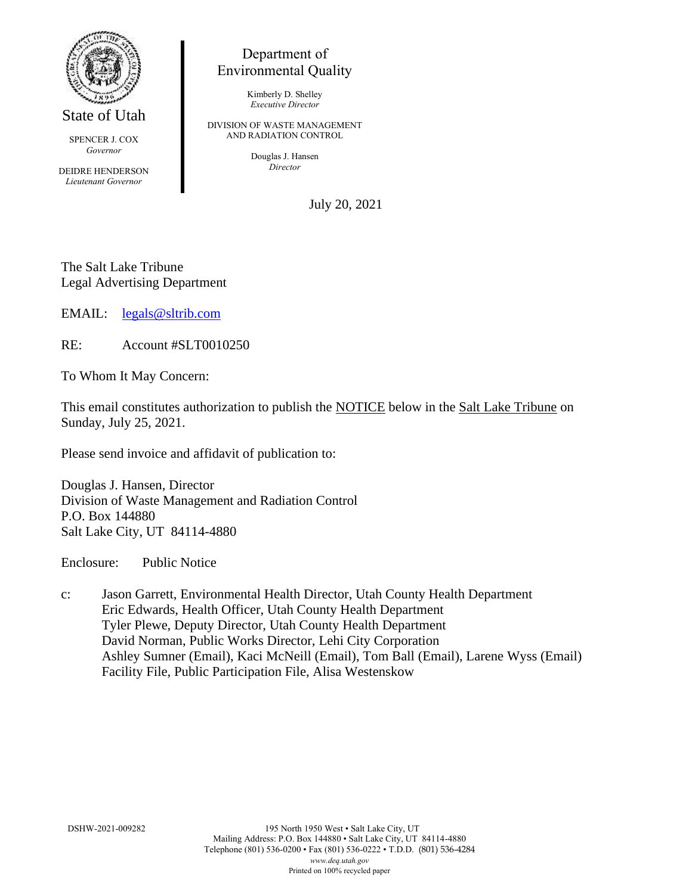State of Utah

SPENCER J. COX
*Governor*

DEIDRE HENDERSON
*Lieutenant Governor*

Department of
Environmental Quality

Kimberly D. Shelley
*Executive Director*

DIVISION OF WASTE MANAGEMENT
AND RADIATION CONTROL

Douglas J. Hansen
*Director*

July 20, 2021

The Salt Lake Tribune
Legal Advertising Department

EMAIL: legals@sltrib.com

RE: Account #SLT0010250

To Whom It May Concern:

This email constitutes authorization to publish the NOTICE below in the Salt Lake Tribune on Sunday, July 25, 2021.

Please send invoice and affidavit of publication to:

Douglas J. Hansen, Director
Division of Waste Management and Radiation Control
P.O. Box 144880
Salt Lake City, UT 84114-4880

Enclosure: Public Notice

c: Jason Garrett, Environmental Health Director, Utah County Health Department
Eric Edwards, Health Officer, Utah County Health Department
Tyler Plewe, Deputy Director, Utah County Health Department
David Norman, Public Works Director, Lehi City Corporation
Ashley Sumner (Email), Kaci McNeill (Email), Tom Ball (Email), Larene Wyss (Email)
Facility File, Public Participation File, Alisa Westenskow

DSHW-2021-009282

195 North 1950 West • Salt Lake City, UT
Mailing Address: P.O. Box 144880 • Salt Lake City, UT 84114-4880
Telephone (801) 536-0200 • Fax (801) 536-0222 • T.D.D. (801) 536-4284
*www.deq.utah.gov*
Printed on 100% recycled paper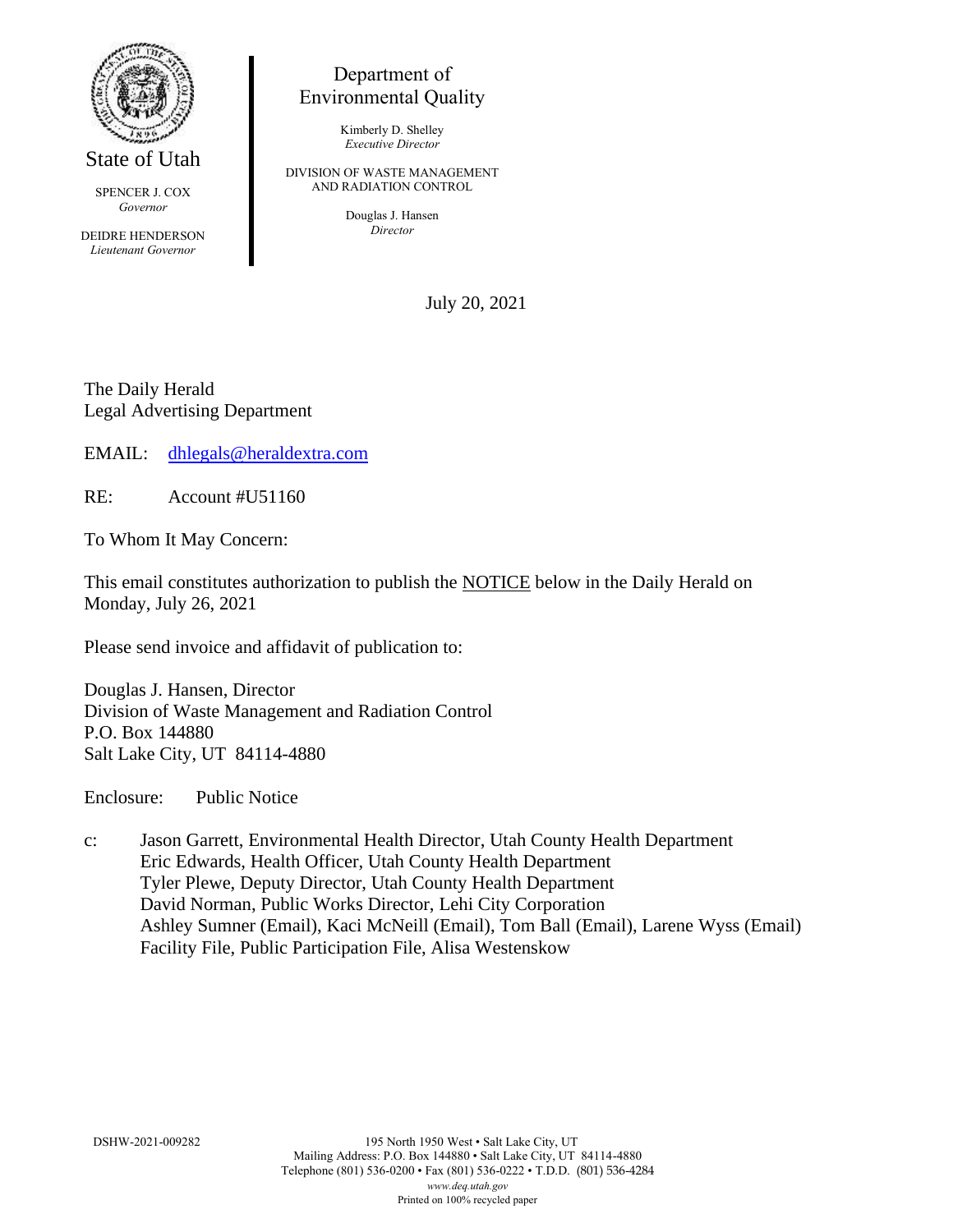State of Utah

SPENCER J. COX
*Governor*

DEIDRE HENDERSON
*Lieutenant Governor*

Department of
Environmental Quality

Kimberly D. Shelley
*Executive Director*

DIVISION OF WASTE MANAGEMENT
AND RADIATION CONTROL

Douglas J. Hansen
*Director*

July 20, 2021

The Daily Herald
Legal Advertising Department

EMAIL: dhlegals@heraldextra.com

RE: Account #U51160

To Whom It May Concern:

This email constitutes authorization to publish the NOTICE below in the Daily Herald on Monday, July 26, 2021

Please send invoice and affidavit of publication to:

Douglas J. Hansen, Director
Division of Waste Management and Radiation Control
P.O. Box 144880
Salt Lake City, UT 84114-4880

Enclosure: Public Notice

c: Jason Garrett, Environmental Health Director, Utah County Health Department
Eric Edwards, Health Officer, Utah County Health Department
Tyler Plewe, Deputy Director, Utah County Health Department
David Norman, Public Works Director, Lehi City Corporation
Ashley Sumner (Email), Kaci McNeill (Email), Tom Ball (Email), Larene Wyss (Email)
Facility File, Public Participation File, Alisa Westenskow

DSHW-2021-009282

195 North 1950 West • Salt Lake City, UT
Mailing Address: P.O. Box 144880 • Salt Lake City, UT 84114-4880
Telephone (801) 536-0200 • Fax (801) 536-0222 • T.D.D. (801) 536-4284
*www.deq.utah.gov*
Printed on 100% recycled paper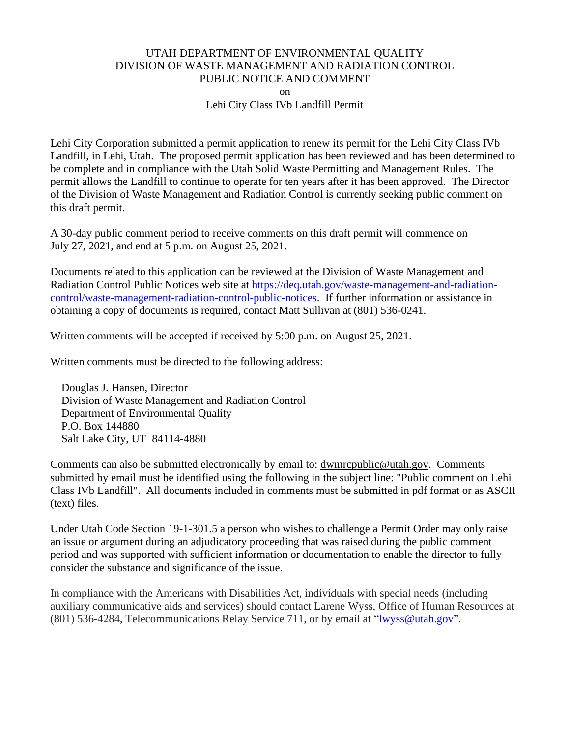UTAH DEPARTMENT OF ENVIRONMENTAL QUALITY
DIVISION OF WASTE MANAGEMENT AND RADIATION CONTROL
PUBLIC NOTICE AND COMMENT
on
Lehi City Class IVb Landfill Permit

Lehi City Corporation submitted a permit application to renew its permit for the Lehi City Class IVb Landfill, in Lehi, Utah. The proposed permit application has been reviewed and has been determined to be complete and in compliance with the Utah Solid Waste Permitting and Management Rules. The permit allows the Landfill to continue to operate for ten years after it has been approved. The Director of the Division of Waste Management and Radiation Control is currently seeking public comment on this draft permit.

A 30-day public comment period to receive comments on this draft permit will commence on July 27, 2021, and end at 5 p.m. on August 25, 2021.

Documents related to this application can be reviewed at the Division of Waste Management and Radiation Control Public Notices web site at https://deq.utah.gov/waste-management-and-radiation-control/waste-management-radiation-control-public-notices. If further information or assistance in obtaining a copy of documents is required, contact Matt Sullivan at (801) 536-0241.

Written comments will be accepted if received by 5:00 p.m. on August 25, 2021.

Written comments must be directed to the following address:

Douglas J. Hansen, Director
Division of Waste Management and Radiation Control
Department of Environmental Quality
P.O. Box 144880
Salt Lake City, UT 84114-4880

Comments can also be submitted electronically by email to: dwmrcpublic@utah.gov. Comments submitted by email must be identified using the following in the subject line: "Public comment on Lehi Class IVb Landfill". All documents included in comments must be submitted in pdf format or as ASCII (text) files.

Under Utah Code Section 19-1-301.5 a person who wishes to challenge a Permit Order may only raise an issue or argument during an adjudicatory proceeding that was raised during the public comment period and was supported with sufficient information or documentation to enable the director to fully consider the substance and significance of the issue.

In compliance with the Americans with Disabilities Act, individuals with special needs (including auxiliary communicative aids and services) should contact Larene Wyss, Office of Human Resources at (801) 536-4284, Telecommunications Relay Service 711, or by email at "lwyss@utah.gov".